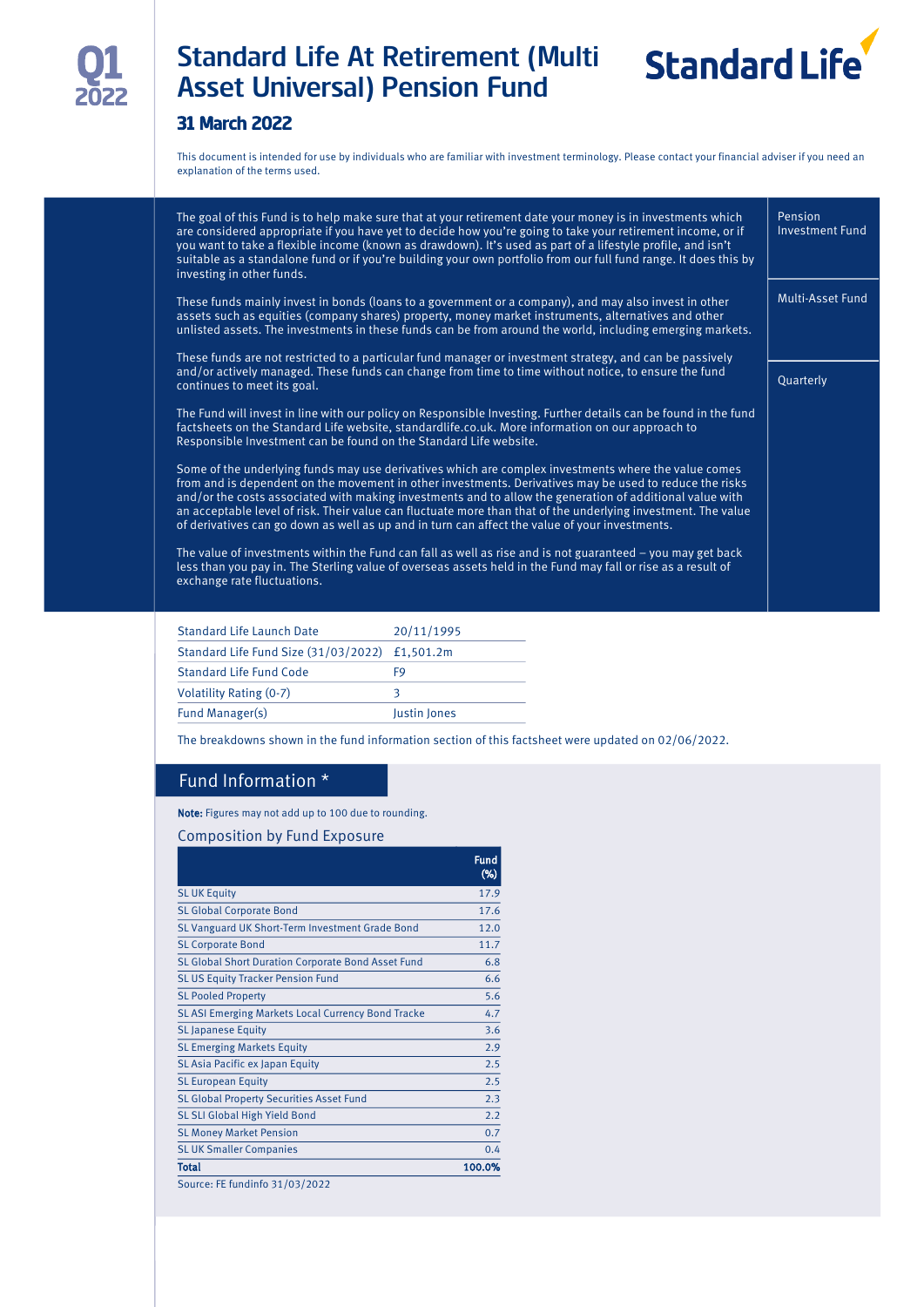Q1 2022

# Standard Life At Retirement (Multi Asset Universal) Pension Fund

Standard Life

## 31 March 2022

This document is intended for use by individuals who are familiar with investment terminology. Please contact your financial adviser if you need an explanation of the terms used.

The goal of this Fund is to help make sure that at your retirement date your money is in investments which are considered appropriate if you have yet to decide how you're going to take your retirement income, or if you want to take a flexible income (known as drawdown). It's used as part of a lifestyle profile, and isn't suitable as a standalone fund or if you're building your own portfolio from our full fund range. It does this by investing in other funds.

These funds mainly invest in bonds (loans to a government or a company), and may also invest in other assets such as equities (company shares) property, money market instruments, alternatives and other unlisted assets. The investments in these funds can be from around the world, including emerging markets.

These funds are not restricted to a particular fund manager or investment strategy, and can be passively and/or actively managed. These funds can change from time to time without notice, to ensure the fund continues to meet its goal.

The Fund will invest in line with our policy on Responsible Investing. Further details can be found in the fund factsheets on the Standard Life website, standardlife.co.uk. More information on our approach to Responsible Investment can be found on the Standard Life website.

Some of the underlying funds may use derivatives which are complex investments where the value comes from and is dependent on the movement in other investments. Derivatives may be used to reduce the risks and/or the costs associated with making investments and to allow the generation of additional value with an acceptable level of risk. Their value can fluctuate more than that of the underlying investment. The value of derivatives can go down as well as up and in turn can affect the value of your investments.

The value of investments within the Fund can fall as well as rise and is not guaranteed – you may get back less than you pay in. The Sterling value of overseas assets held in the Fund may fall or rise as a result of exchange rate fluctuations.

Pension Investment Fund

Multi-Asset Fund

Quarterly

| | |
|---|---|
| Standard Life Launch Date | 20/11/1995 |
| Standard Life Fund Size (31/03/2022) | £1,501.2m |
| Standard Life Fund Code | F9 |
| Volatility Rating (0-7) | 3 |
| Fund Manager(s) | Justin Jones |

The breakdowns shown in the fund information section of this factsheet were updated on 02/06/2022.

## Fund Information *

**Note:** Figures may not add up to 100 due to rounding.

### Composition by Fund Exposure

| | Fund (%) |
|---|---|
| SL UK Equity | 17.9 |
| SL Global Corporate Bond | 17.6 |
| SL Vanguard UK Short-Term Investment Grade Bond | 12.0 |
| SL Corporate Bond | 11.7 |
| SL Global Short Duration Corporate Bond Asset Fund | 6.8 |
| SL US Equity Tracker Pension Fund | 6.6 |
| SL Pooled Property | 5.6 |
| SL ASI Emerging Markets Local Currency Bond Tracke | 4.7 |
| SL Japanese Equity | 3.6 |
| SL Emerging Markets Equity | 2.9 |
| SL Asia Pacific ex Japan Equity | 2.5 |
| SL European Equity | 2.5 |
| SL Global Property Securities Asset Fund | 2.3 |
| SL SLI Global High Yield Bond | 2.2 |
| SL Money Market Pension | 0.7 |
| SL UK Smaller Companies | 0.4 |
| **Total** | **100.0%** |

Source: FE fundinfo 31/03/2022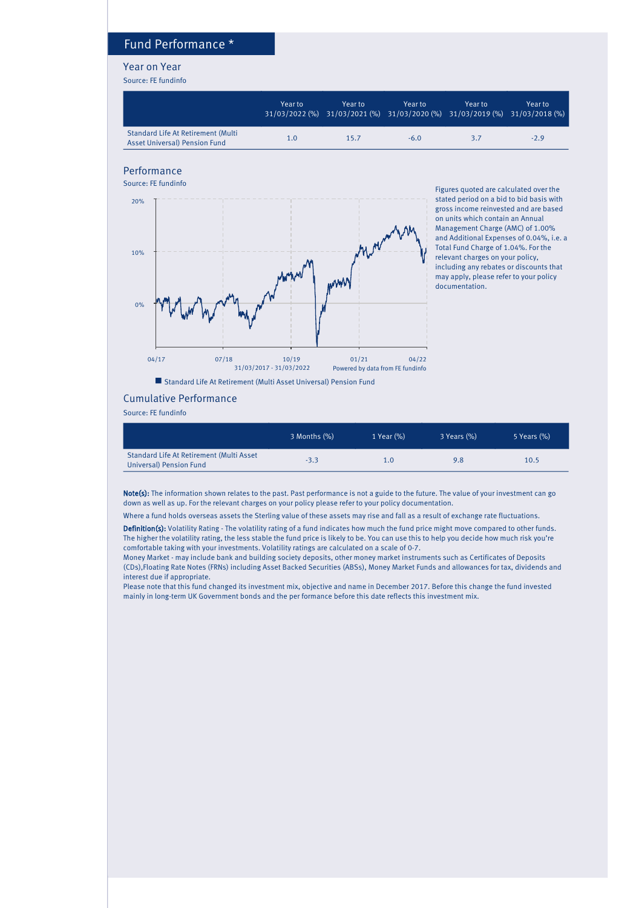## Fund Performance *

### Year on Year

Source: FE fundinfo

| | Year to 31/03/2022 (%) | Year to 31/03/2021 (%) | Year to 31/03/2020 (%) | Year to 31/03/2019 (%) | Year to 31/03/2018 (%) |
|---|---|---|---|---|---|
| Standard Life At Retirement (Multi Asset Universal) Pension Fund | 1.0 | 15.7 | -6.0 | 3.7 | -2.9 |

### Performance

Source: FE fundinfo

20%
10%
0%

04/17 07/18 10/19 01/21 04/22

31/03/2017 - 31/03/2022 Powered by data from FE fundinfo

Standard Life At Retirement (Multi Asset Universal) Pension Fund

Figures quoted are calculated over the stated period on a bid to bid basis with gross income reinvested and are based on units which contain an Annual Management Charge (AMC) of 1.00% and Additional Expenses of 0.04%, i.e. a Total Fund Charge of 1.04%. For the relevant charges on your policy, including any rebates or discounts that may apply, please refer to your policy documentation.

### Cumulative Performance

Source: FE fundinfo

| | 3 Months (%) | 1 Year (%) | 3 Years (%) | 5 Years (%) |
|---|---|---|---|---|
| Standard Life At Retirement (Multi Asset Universal) Pension Fund | -3.3 | 1.0 | 9.8 | 10.5 |

**Note(s):** The information shown relates to the past. Past performance is not a guide to the future. The value of your investment can go down as well as up. For the relevant charges on your policy please refer to your policy documentation.

Where a fund holds overseas assets the Sterling value of these assets may rise and fall as a result of exchange rate fluctuations.

**Definition(s):** Volatility Rating - The volatility rating of a fund indicates how much the fund price might move compared to other funds. The higher the volatility rating, the less stable the fund price is likely to be. You can use this to help you decide how much risk you're comfortable taking with your investments. Volatility ratings are calculated on a scale of 0-7.

Money Market - may include bank and building society deposits, other money market instruments such as Certificates of Deposits (CDs),Floating Rate Notes (FRNs) including Asset Backed Securities (ABSs), Money Market Funds and allowances for tax, dividends and interest due if appropriate.

Please note that this fund changed its investment mix, objective and name in December 2017. Before this change the fund invested mainly in long-term UK Government bonds and the per formance before this date reflects this investment mix.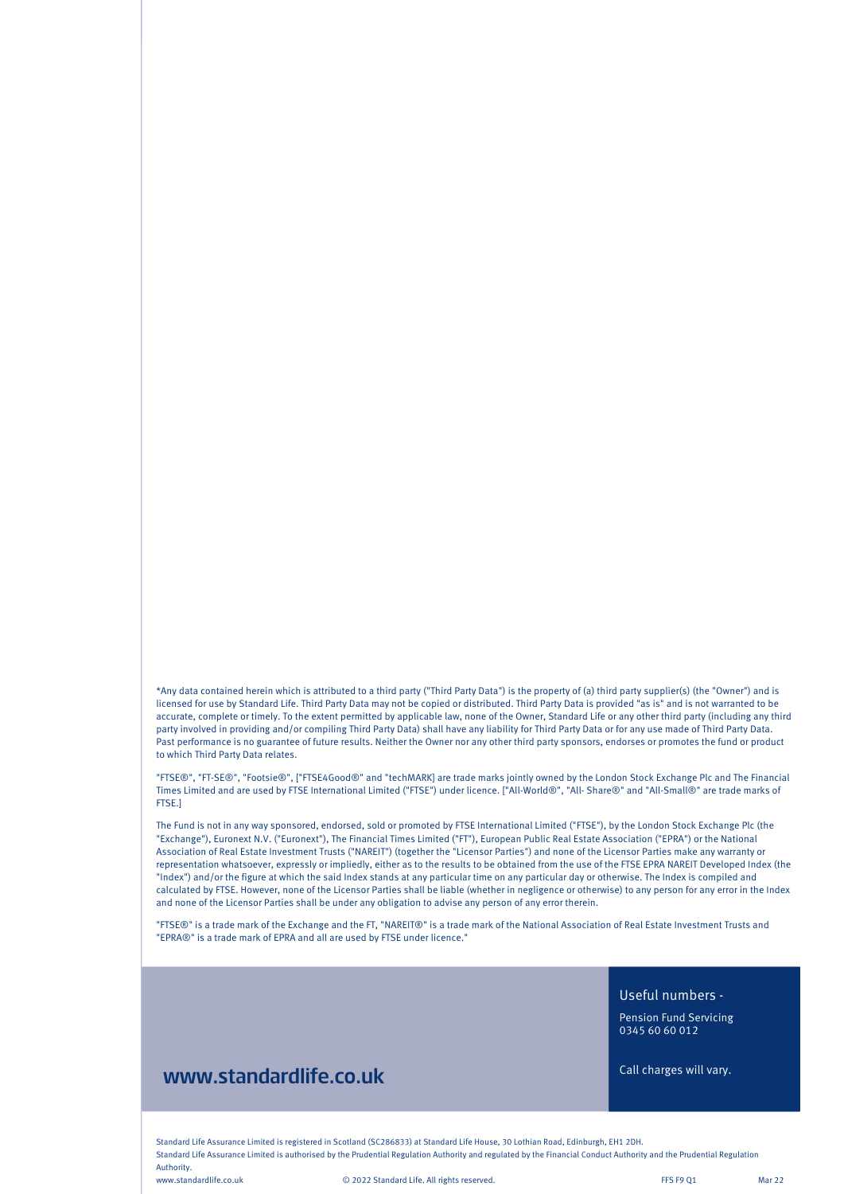*Any data contained herein which is attributed to a third party ("Third Party Data") is the property of (a) third party supplier(s) (the "Owner") and is licensed for use by Standard Life. Third Party Data may not be copied or distributed. Third Party Data is provided "as is" and is not warranted to be accurate, complete or timely. To the extent permitted by applicable law, none of the Owner, Standard Life or any other third party (including any third party involved in providing and/or compiling Third Party Data) shall have any liability for Third Party Data or for any use made of Third Party Data. Past performance is no guarantee of future results. Neither the Owner nor any other third party sponsors, endorses or promotes the fund or product to which Third Party Data relates.

"FTSE®", "FT-SE®", "Footsie®", ["FTSE4Good®" and "techMARK] are trade marks jointly owned by the London Stock Exchange Plc and The Financial Times Limited and are used by FTSE International Limited ("FTSE") under licence. ["All-World®", "All- Share®" and "All-Small®" are trade marks of FTSE.]

The Fund is not in any way sponsored, endorsed, sold or promoted by FTSE International Limited ("FTSE"), by the London Stock Exchange Plc (the "Exchange"), Euronext N.V. ("Euronext"), The Financial Times Limited ("FT"), European Public Real Estate Association ("EPRA") or the National Association of Real Estate Investment Trusts ("NAREIT") (together the "Licensor Parties") and none of the Licensor Parties make any warranty or representation whatsoever, expressly or impliedly, either as to the results to be obtained from the use of the FTSE EPRA NAREIT Developed Index (the "Index") and/or the figure at which the said Index stands at any particular time on any particular day or otherwise. The Index is compiled and calculated by FTSE. However, none of the Licensor Parties shall be liable (whether in negligence or otherwise) to any person for any error in the Index and none of the Licensor Parties shall be under any obligation to advise any person of any error therein.

"FTSE®" is a trade mark of the Exchange and the FT, "NAREIT®" is a trade mark of the National Association of Real Estate Investment Trusts and "EPRA®" is a trade mark of EPRA and all are used by FTSE under licence."

**www.standardlife.co.uk**

Useful numbers -

Pension Fund Servicing
0345 60 60 012

Call charges will vary.

Standard Life Assurance Limited is registered in Scotland (SC286833) at Standard Life House, 30 Lothian Road, Edinburgh, EH1 2DH.
Standard Life Assurance Limited is authorised by the Prudential Regulation Authority and regulated by the Financial Conduct Authority and the Prudential Regulation Authority.

www.standardlife.co.uk © 2022 Standard Life. All rights reserved. FFS F9 Q1 Mar 22